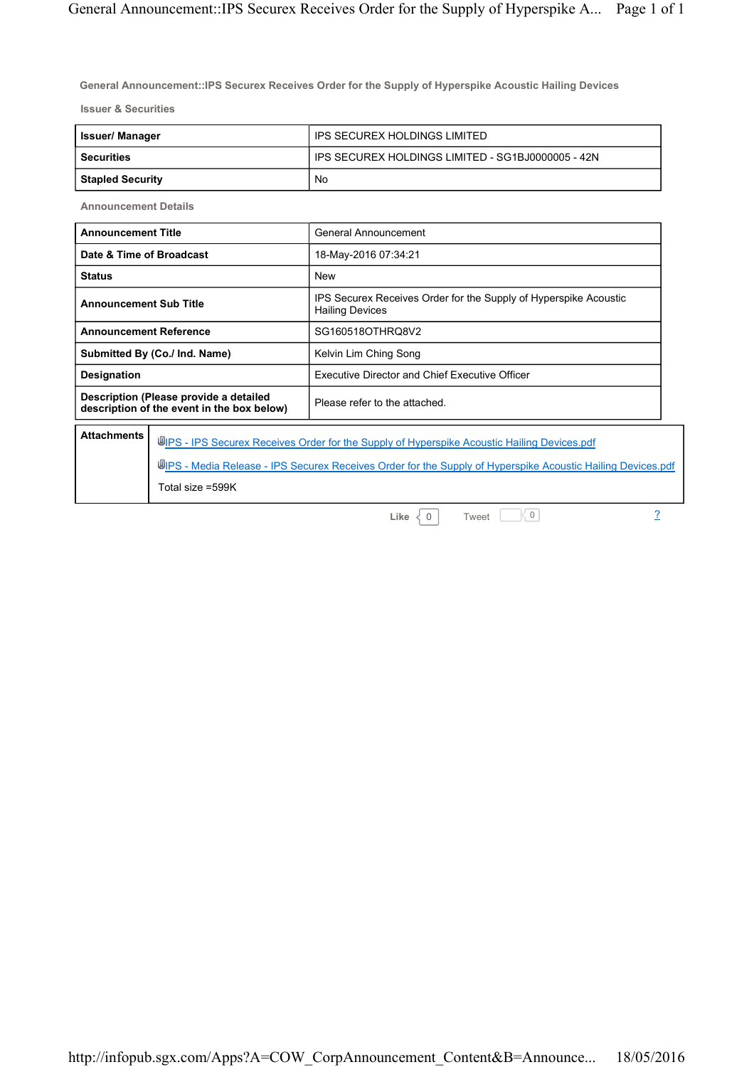# General Announcement::IPS Securex Receives Order for the Supply of Hyperspike Acoustic Hailing Devices

## Issuer & Securities

| Issuer/ Manager | IPS SECUREX HOLDINGS LIMITED |
|---|---|
| Securities | IPS SECUREX HOLDINGS LIMITED - SG1BJ0000005 - 42N |
| Stapled Security | No |

## Announcement Details

| Announcement Title | General Announcement |
|---|---|
| Date & Time of Broadcast | 18-May-2016 07:34:21 |
| Status | New |
| Announcement Sub Title | IPS Securex Receives Order for the Supply of Hyperspike Acoustic Hailing Devices |
| Announcement Reference | SG160518OTHRQ8V2 |
| Submitted By (Co./ Ind. Name) | Kelvin Lim Ching Song |
| Designation | Executive Director and Chief Executive Officer |
| Description (Please provide a detailed description of the event in the box below) | Please refer to the attached. |

| Attachments | IPS - IPS Securex Receives Order for the Supply of Hyperspike Acoustic Hailing Devices.pdf<br>IPS - Media Release - IPS Securex Receives Order for the Supply of Hyperspike Acoustic Hailing Devices.pdf<br>Total size =599K |
|---|---|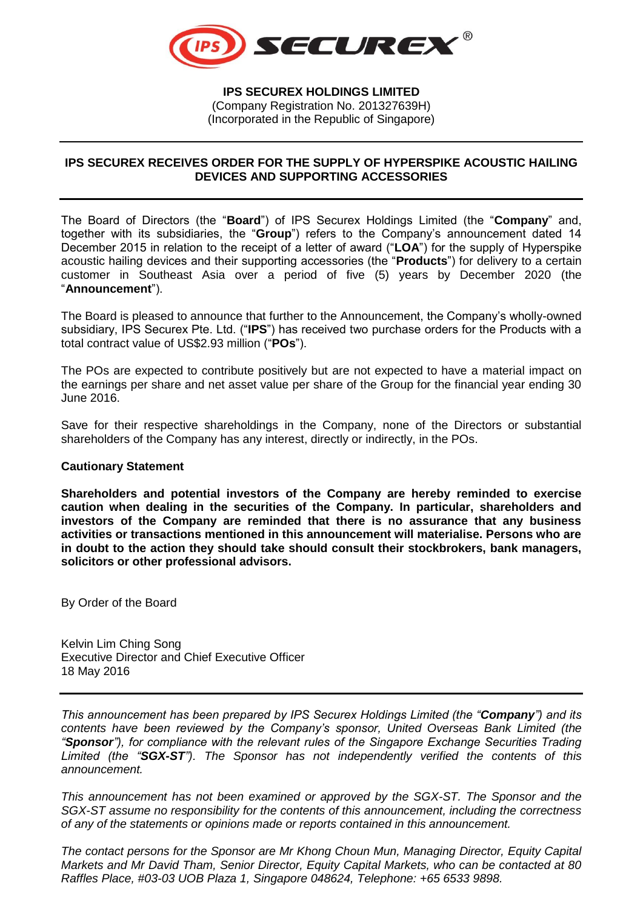**IPS SECUREX HOLDINGS LIMITED**
(Company Registration No. 201327639H)
(Incorporated in the Republic of Singapore)

---

## IPS SECUREX RECEIVES ORDER FOR THE SUPPLY OF HYPERSPIKE ACOUSTIC HAILING DEVICES AND SUPPORTING ACCESSORIES

---

The Board of Directors (the "**Board**") of IPS Securex Holdings Limited (the "**Company**" and, together with its subsidiaries, the "**Group**") refers to the Company's announcement dated 14 December 2015 in relation to the receipt of a letter of award ("**LOA**") for the supply of Hyperspike acoustic hailing devices and their supporting accessories (the "**Products**") for delivery to a certain customer in Southeast Asia over a period of five (5) years by December 2020 (the "**Announcement**").

The Board is pleased to announce that further to the Announcement, the Company's wholly-owned subsidiary, IPS Securex Pte. Ltd. ("**IPS**") has received two purchase orders for the Products with a total contract value of US$2.93 million ("**POs**").

The POs are expected to contribute positively but are not expected to have a material impact on the earnings per share and net asset value per share of the Group for the financial year ending 30 June 2016.

Save for their respective shareholdings in the Company, none of the Directors or substantial shareholders of the Company has any interest, directly or indirectly, in the POs.

**Cautionary Statement**

**Shareholders and potential investors of the Company are hereby reminded to exercise caution when dealing in the securities of the Company. In particular, shareholders and investors of the Company are reminded that there is no assurance that any business activities or transactions mentioned in this announcement will materialise. Persons who are in doubt to the action they should take should consult their stockbrokers, bank managers, solicitors or other professional advisors.**

By Order of the Board

Kelvin Lim Ching Song
Executive Director and Chief Executive Officer
18 May 2016

---

*This announcement has been prepared by IPS Securex Holdings Limited (the "**Company**") and its contents have been reviewed by the Company's sponsor, United Overseas Bank Limited (the "**Sponsor**"), for compliance with the relevant rules of the Singapore Exchange Securities Trading Limited (the "**SGX-ST**"). The Sponsor has not independently verified the contents of this announcement.*

*This announcement has not been examined or approved by the SGX-ST. The Sponsor and the SGX-ST assume no responsibility for the contents of this announcement, including the correctness of any of the statements or opinions made or reports contained in this announcement.*

*The contact persons for the Sponsor are Mr Khong Choun Mun, Managing Director, Equity Capital Markets and Mr David Tham, Senior Director, Equity Capital Markets, who can be contacted at 80 Raffles Place, #03-03 UOB Plaza 1, Singapore 048624, Telephone: +65 6533 9898.*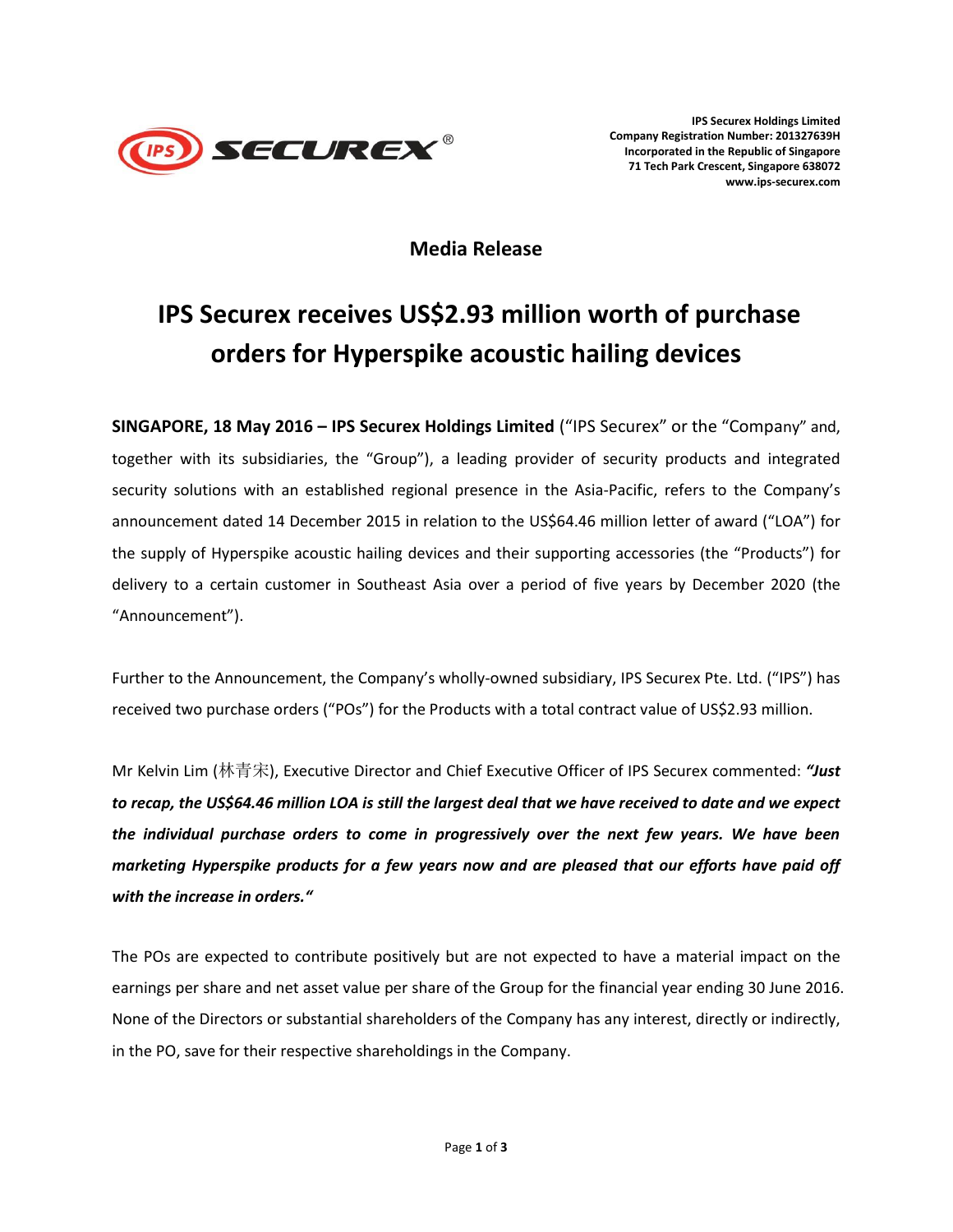IPS Securex Holdings Limited
Company Registration Number: 201327639H
Incorporated in the Republic of Singapore
71 Tech Park Crescent, Singapore 638072
www.ips-securex.com

## Media Release

# IPS Securex receives US$2.93 million worth of purchase orders for Hyperspike acoustic hailing devices

**SINGAPORE, 18 May 2016 – IPS Securex Holdings Limited** ("IPS Securex" or the "Company" and, together with its subsidiaries, the "Group"), a leading provider of security products and integrated security solutions with an established regional presence in the Asia-Pacific, refers to the Company's announcement dated 14 December 2015 in relation to the US$64.46 million letter of award ("LOA") for the supply of Hyperspike acoustic hailing devices and their supporting accessories (the "Products") for delivery to a certain customer in Southeast Asia over a period of five years by December 2020 (the "Announcement").

Further to the Announcement, the Company's wholly-owned subsidiary, IPS Securex Pte. Ltd. ("IPS") has received two purchase orders ("POs") for the Products with a total contract value of US$2.93 million.

Mr Kelvin Lim (林青宋), Executive Director and Chief Executive Officer of IPS Securex commented: ***"Just to recap, the US$64.46 million LOA is still the largest deal that we have received to date and we expect the individual purchase orders to come in progressively over the next few years. We have been marketing Hyperspike products for a few years now and are pleased that our efforts have paid off with the increase in orders."***

The POs are expected to contribute positively but are not expected to have a material impact on the earnings per share and net asset value per share of the Group for the financial year ending 30 June 2016. None of the Directors or substantial shareholders of the Company has any interest, directly or indirectly, in the PO, save for their respective shareholdings in the Company.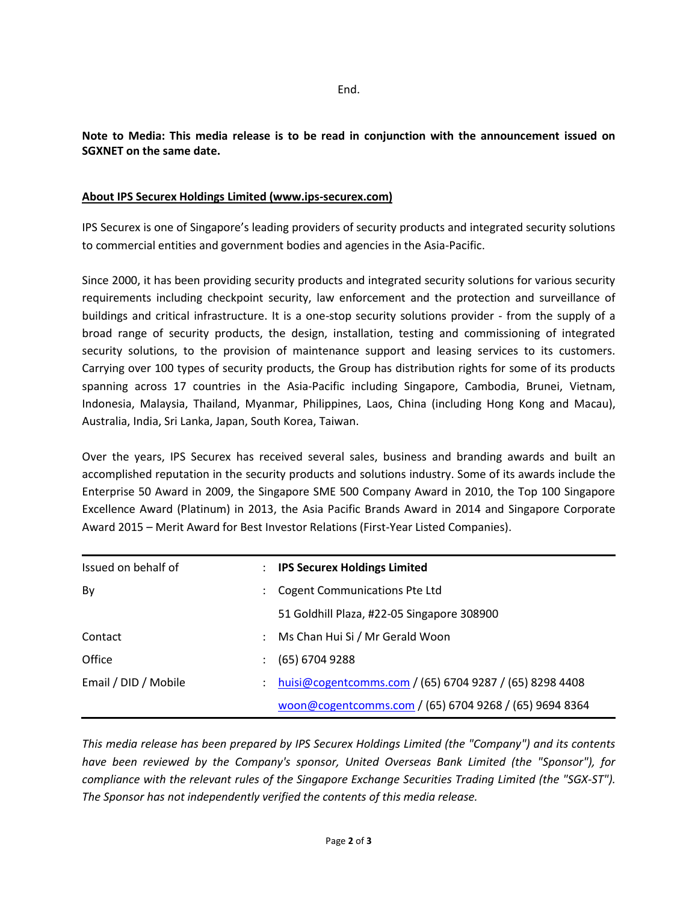End.

**Note to Media: This media release is to be read in conjunction with the announcement issued on SGXNET on the same date.**

## About IPS Securex Holdings Limited (www.ips-securex.com)

IPS Securex is one of Singapore's leading providers of security products and integrated security solutions to commercial entities and government bodies and agencies in the Asia-Pacific.

Since 2000, it has been providing security products and integrated security solutions for various security requirements including checkpoint security, law enforcement and the protection and surveillance of buildings and critical infrastructure. It is a one-stop security solutions provider - from the supply of a broad range of security products, the design, installation, testing and commissioning of integrated security solutions, to the provision of maintenance support and leasing services to its customers. Carrying over 100 types of security products, the Group has distribution rights for some of its products spanning across 17 countries in the Asia-Pacific including Singapore, Cambodia, Brunei, Vietnam, Indonesia, Malaysia, Thailand, Myanmar, Philippines, Laos, China (including Hong Kong and Macau), Australia, India, Sri Lanka, Japan, South Korea, Taiwan.

Over the years, IPS Securex has received several sales, business and branding awards and built an accomplished reputation in the security products and solutions industry. Some of its awards include the Enterprise 50 Award in 2009, the Singapore SME 500 Company Award in 2010, the Top 100 Singapore Excellence Award (Platinum) in 2013, the Asia Pacific Brands Award in 2014 and Singapore Corporate Award 2015 – Merit Award for Best Investor Relations (First-Year Listed Companies).

| | | |
|---|---|---|
| Issued on behalf of | : | **IPS Securex Holdings Limited** |
| By | : | Cogent Communications Pte Ltd |
| | | 51 Goldhill Plaza, #22-05 Singapore 308900 |
| Contact | : | Ms Chan Hui Si / Mr Gerald Woon |
| Office | : | (65) 6704 9288 |
| Email / DID / Mobile | : | huisi@cogentcomms.com / (65) 6704 9287 / (65) 8298 4408 |
| | | woon@cogentcomms.com / (65) 6704 9268 / (65) 9694 8364 |

*This media release has been prepared by IPS Securex Holdings Limited (the "Company") and its contents have been reviewed by the Company's sponsor, United Overseas Bank Limited (the "Sponsor"), for compliance with the relevant rules of the Singapore Exchange Securities Trading Limited (the "SGX-ST"). The Sponsor has not independently verified the contents of this media release.*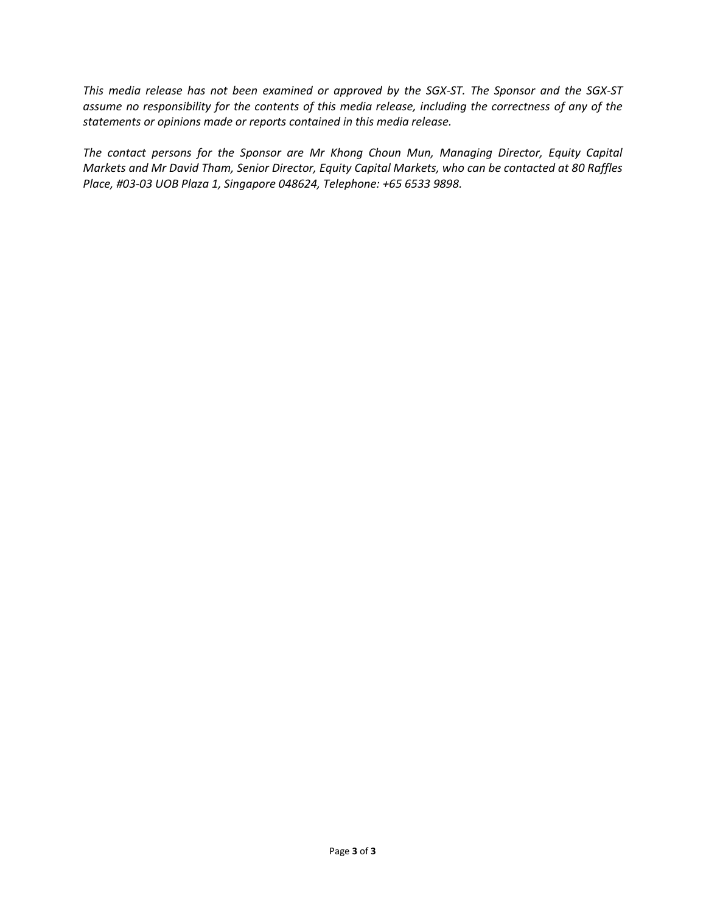*This media release has not been examined or approved by the SGX-ST. The Sponsor and the SGX-ST assume no responsibility for the contents of this media release, including the correctness of any of the statements or opinions made or reports contained in this media release.*

*The contact persons for the Sponsor are Mr Khong Choun Mun, Managing Director, Equity Capital Markets and Mr David Tham, Senior Director, Equity Capital Markets, who can be contacted at 80 Raffles Place, #03-03 UOB Plaza 1, Singapore 048624, Telephone: +65 6533 9898.*